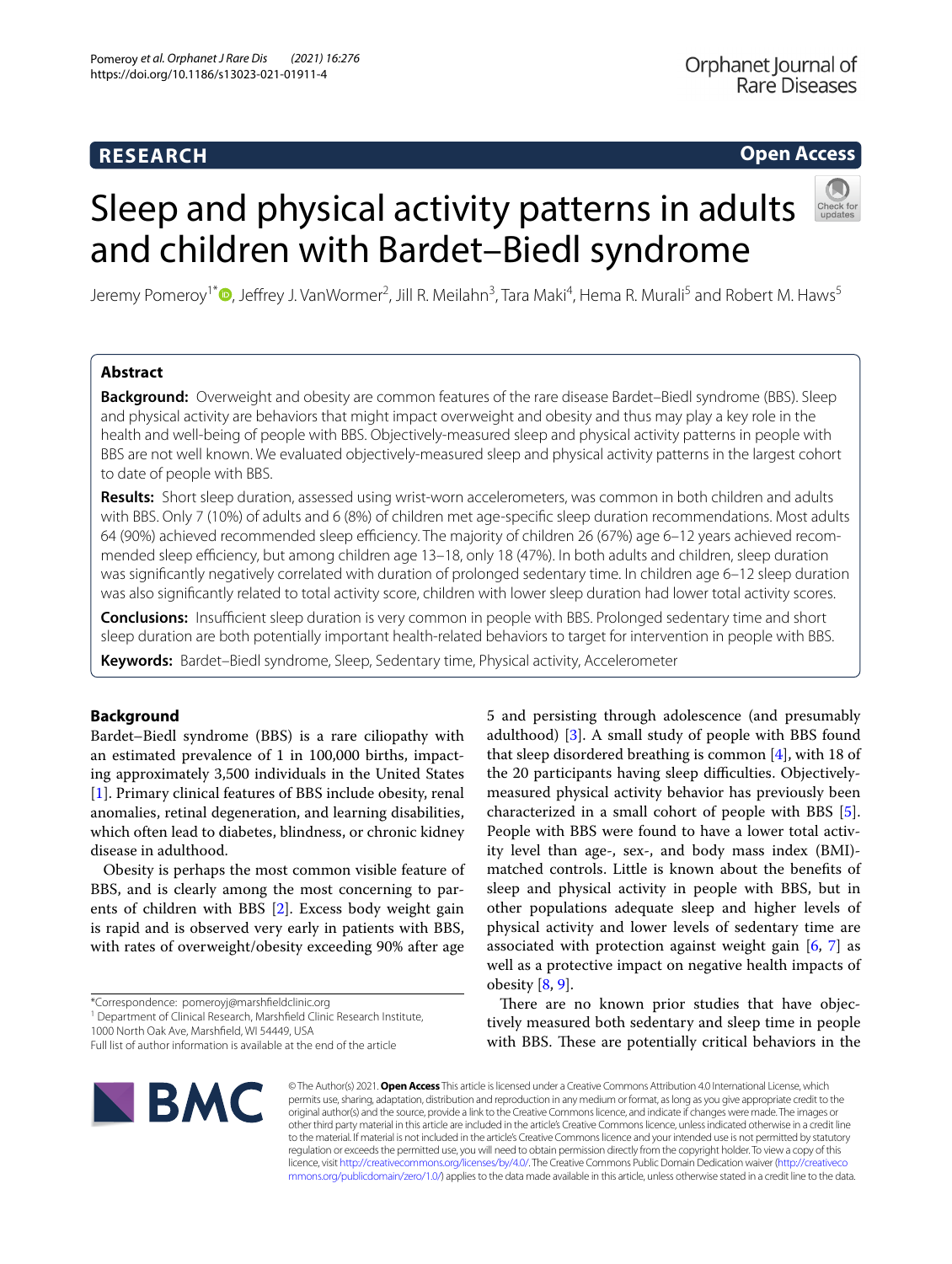RESEARCH

Open Access

# Sleep and physical activity patterns in adults and children with Bardet–Biedl syndrome

Jeremy Pomeroy[1*], Jeffrey J. VanWormer[2], Jill R. Meilahn[3], Tara Maki[4], Hema R. Murali[5] and Robert M. Haws[5]

## Abstract

**Background:** Overweight and obesity are common features of the rare disease Bardet–Biedl syndrome (BBS). Sleep and physical activity are behaviors that might impact overweight and obesity and thus may play a key role in the health and well-being of people with BBS. Objectively-measured sleep and physical activity patterns in people with BBS are not well known. We evaluated objectively-measured sleep and physical activity patterns in the largest cohort to date of people with BBS.

**Results:** Short sleep duration, assessed using wrist-worn accelerometers, was common in both children and adults with BBS. Only 7 (10%) of adults and 6 (8%) of children met age-specific sleep duration recommendations. Most adults 64 (90%) achieved recommended sleep efficiency. The majority of children 26 (67%) age 6–12 years achieved recommended sleep efficiency, but among children age 13–18, only 18 (47%). In both adults and children, sleep duration was significantly negatively correlated with duration of prolonged sedentary time. In children age 6–12 sleep duration was also significantly related to total activity score, children with lower sleep duration had lower total activity scores.

**Conclusions:** Insufficient sleep duration is very common in people with BBS. Prolonged sedentary time and short sleep duration are both potentially important health-related behaviors to target for intervention in people with BBS.

**Keywords:** Bardet–Biedl syndrome, Sleep, Sedentary time, Physical activity, Accelerometer

## Background

Bardet–Biedl syndrome (BBS) is a rare ciliopathy with an estimated prevalence of 1 in 100,000 births, impacting approximately 3,500 individuals in the United States [1]. Primary clinical features of BBS include obesity, renal anomalies, retinal degeneration, and learning disabilities, which often lead to diabetes, blindness, or chronic kidney disease in adulthood.

Obesity is perhaps the most common visible feature of BBS, and is clearly among the most concerning to parents of children with BBS [2]. Excess body weight gain is rapid and is observed very early in patients with BBS, with rates of overweight/obesity exceeding 90% after age 5 and persisting through adolescence (and presumably adulthood) [3]. A small study of people with BBS found that sleep disordered breathing is common [4], with 18 of the 20 participants having sleep difficulties. Objectively-measured physical activity behavior has previously been characterized in a small cohort of people with BBS [5]. People with BBS were found to have a lower total activity level than age-, sex-, and body mass index (BMI)-matched controls. Little is known about the benefits of sleep and physical activity in people with BBS, but in other populations adequate sleep and higher levels of physical activity and lower levels of sedentary time are associated with protection against weight gain [6, 7] as well as a protective impact on negative health impacts of obesity [8, 9].

There are no known prior studies that have objectively measured both sedentary and sleep time in people with BBS. These are potentially critical behaviors in the

*Correspondence: pomeroyj@marshfieldclinic.org
[1] Department of Clinical Research, Marshfield Clinic Research Institute, 1000 North Oak Ave, Marshfield, WI 54449, USA
Full list of author information is available at the end of the article

© The Author(s) 2021. **Open Access** This article is licensed under a Creative Commons Attribution 4.0 International License, which permits use, sharing, adaptation, distribution and reproduction in any medium or format, as long as you give appropriate credit to the original author(s) and the source, provide a link to the Creative Commons licence, and indicate if changes were made. The images or other third party material in this article are included in the article's Creative Commons licence, unless indicated otherwise in a credit line to the material. If material is not included in the article's Creative Commons licence and your intended use is not permitted by statutory regulation or exceeds the permitted use, you will need to obtain permission directly from the copyright holder. To view a copy of this licence, visit http://creativecommons.org/licenses/by/4.0/. The Creative Commons Public Domain Dedication waiver (http://creativecommons.org/publicdomain/zero/1.0/) applies to the data made available in this article, unless otherwise stated in a credit line to the data.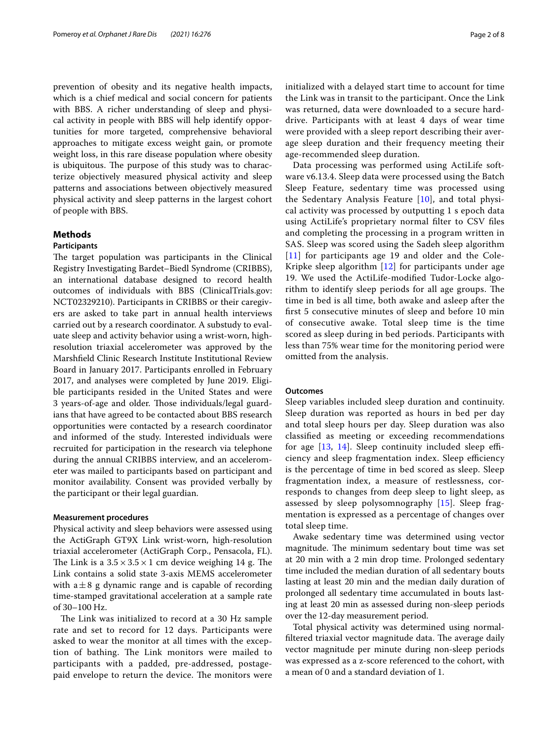prevention of obesity and its negative health impacts, which is a chief medical and social concern for patients with BBS. A richer understanding of sleep and physical activity in people with BBS will help identify opportunities for more targeted, comprehensive behavioral approaches to mitigate excess weight gain, or promote weight loss, in this rare disease population where obesity is ubiquitous. The purpose of this study was to characterize objectively measured physical activity and sleep patterns and associations between objectively measured physical activity and sleep patterns in the largest cohort of people with BBS.

## Methods

### Participants

The target population was participants in the Clinical Registry Investigating Bardet–Biedl Syndrome (CRIBBS), an international database designed to record health outcomes of individuals with BBS (ClinicalTrials.gov: NCT02329210). Participants in CRIBBS or their caregivers are asked to take part in annual health interviews carried out by a research coordinator. A substudy to evaluate sleep and activity behavior using a wrist-worn, high-resolution triaxial accelerometer was approved by the Marshfield Clinic Research Institute Institutional Review Board in January 2017. Participants enrolled in February 2017, and analyses were completed by June 2019. Eligible participants resided in the United States and were 3 years-of-age and older. Those individuals/legal guardians that have agreed to be contacted about BBS research opportunities were contacted by a research coordinator and informed of the study. Interested individuals were recruited for participation in the research via telephone during the annual CRIBBS interview, and an accelerometer was mailed to participants based on participant and monitor availability. Consent was provided verbally by the participant or their legal guardian.

### Measurement procedures

Physical activity and sleep behaviors were assessed using the ActiGraph GT9X Link wrist-worn, high-resolution triaxial accelerometer (ActiGraph Corp., Pensacola, FL). The Link is a $3.5 \times 3.5 \times 1$ cm device weighing 14 g. The Link contains a solid state 3-axis MEMS accelerometer with a $\pm 8$ g dynamic range and is capable of recording time-stamped gravitational acceleration at a sample rate of 30–100 Hz.

The Link was initialized to record at a 30 Hz sample rate and set to record for 12 days. Participants were asked to wear the monitor at all times with the exception of bathing. The Link monitors were mailed to participants with a padded, pre-addressed, postage-paid envelope to return the device. The monitors were initialized with a delayed start time to account for time the Link was in transit to the participant. Once the Link was returned, data were downloaded to a secure hard-drive. Participants with at least 4 days of wear time were provided with a sleep report describing their average sleep duration and their frequency meeting their age-recommended sleep duration.

Data processing was performed using ActiLife software v6.13.4. Sleep data were processed using the Batch Sleep Feature, sedentary time was processed using the Sedentary Analysis Feature [10], and total physical activity was processed by outputting 1 s epoch data using ActiLife's proprietary normal filter to CSV files and completing the processing in a program written in SAS. Sleep was scored using the Sadeh sleep algorithm [11] for participants age 19 and older and the Cole-Kripke sleep algorithm [12] for participants under age 19. We used the ActiLife-modified Tudor-Locke algorithm to identify sleep periods for all age groups. The time in bed is all time, both awake and asleep after the first 5 consecutive minutes of sleep and before 10 min of consecutive awake. Total sleep time is the time scored as sleep during in bed periods. Participants with less than 75% wear time for the monitoring period were omitted from the analysis.

### Outcomes

Sleep variables included sleep duration and continuity. Sleep duration was reported as hours in bed per day and total sleep hours per day. Sleep duration was also classified as meeting or exceeding recommendations for age [13, 14]. Sleep continuity included sleep efficiency and sleep fragmentation index. Sleep efficiency is the percentage of time in bed scored as sleep. Sleep fragmentation index, a measure of restlessness, corresponds to changes from deep sleep to light sleep, as assessed by sleep polysomnography [15]. Sleep fragmentation is expressed as a percentage of changes over total sleep time.

Awake sedentary time was determined using vector magnitude. The minimum sedentary bout time was set at 20 min with a 2 min drop time. Prolonged sedentary time included the median duration of all sedentary bouts lasting at least 20 min and the median daily duration of prolonged all sedentary time accumulated in bouts lasting at least 20 min as assessed during non-sleep periods over the 12-day measurement period.

Total physical activity was determined using normal-filtered triaxial vector magnitude data. The average daily vector magnitude per minute during non-sleep periods was expressed as a z-score referenced to the cohort, with a mean of 0 and a standard deviation of 1.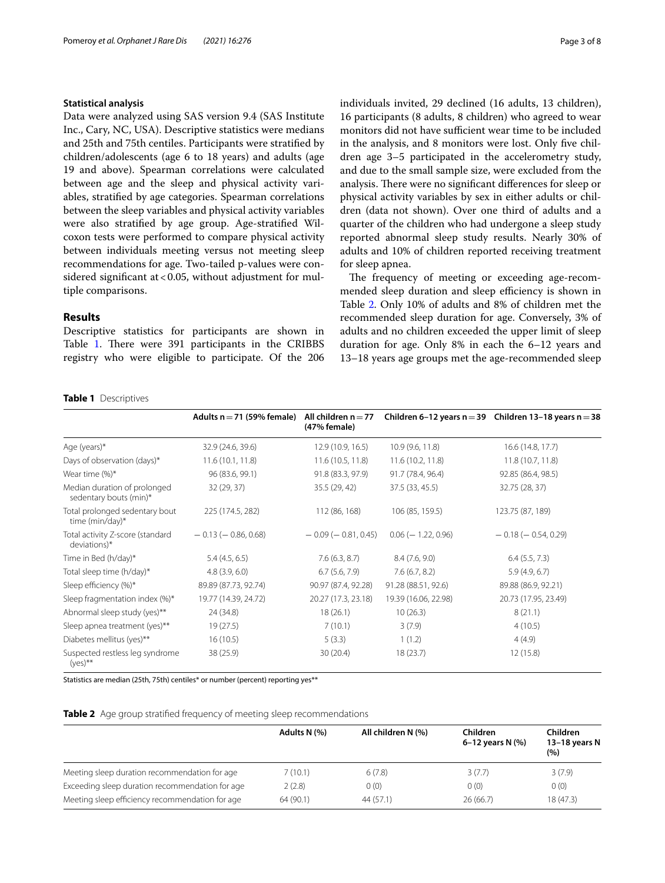### Statistical analysis

Data were analyzed using SAS version 9.4 (SAS Institute Inc., Cary, NC, USA). Descriptive statistics were medians and 25th and 75th centiles. Participants were stratified by children/adolescents (age 6 to 18 years) and adults (age 19 and above). Spearman correlations were calculated between age and the sleep and physical activity variables, stratified by age categories. Spearman correlations between the sleep variables and physical activity variables were also stratified by age group. Age-stratified Wilcoxon tests were performed to compare physical activity between individuals meeting versus not meeting sleep recommendations for age. Two-tailed p-values were considered significant at < 0.05, without adjustment for multiple comparisons.

## Results

Descriptive statistics for participants are shown in Table 1. There were 391 participants in the CRIBBS registry who were eligible to participate. Of the 206 individuals invited, 29 declined (16 adults, 13 children), 16 participants (8 adults, 8 children) who agreed to wear monitors did not have sufficient wear time to be included in the analysis, and 8 monitors were lost. Only five children age 3–5 participated in the accelerometry study, and due to the small sample size, were excluded from the analysis. There were no significant differences for sleep or physical activity variables by sex in either adults or children (data not shown). Over one third of adults and a quarter of the children who had undergone a sleep study reported abnormal sleep study results. Nearly 30% of adults and 10% of children reported receiving treatment for sleep apnea.

The frequency of meeting or exceeding age-recommended sleep duration and sleep efficiency is shown in Table 2. Only 10% of adults and 8% of children met the recommended sleep duration for age. Conversely, 3% of adults and no children exceeded the upper limit of sleep duration for age. Only 8% in each the 6–12 years and 13–18 years age groups met the age-recommended sleep

**Table 1** Descriptives

| | Adults n = 71 (59% female) | All children n = 77 (47% female) | Children 6–12 years n = 39 | Children 13–18 years n = 38 |
|---|---|---|---|---|
| Age (years)* | 32.9 (24.6, 39.6) | 12.9 (10.9, 16.5) | 10.9 (9.6, 11.8) | 16.6 (14.8, 17.7) |
| Days of observation (days)* | 11.6 (10.1, 11.8) | 11.6 (10.5, 11.8) | 11.6 (10.2, 11.8) | 11.8 (10.7, 11.8) |
| Wear time (%)* | 96 (83.6, 99.1) | 91.8 (83.3, 97.9) | 91.7 (78.4, 96.4) | 92.85 (86.4, 98.5) |
| Median duration of prolonged sedentary bouts (min)* | 32 (29, 37) | 35.5 (29, 42) | 37.5 (33, 45.5) | 32.75 (28, 37) |
| Total prolonged sedentary bout time (min/day)* | 225 (174.5, 282) | 112 (86, 168) | 106 (85, 159.5) | 123.75 (87, 189) |
| Total activity Z-score (standard deviations)* | − 0.13 (− 0.86, 0.68) | − 0.09 (− 0.81, 0.45) | 0.06 (− 1.22, 0.96) | − 0.18 (− 0.54, 0.29) |
| Time in Bed (h/day)* | 5.4 (4.5, 6.5) | 7.6 (6.3, 8.7) | 8.4 (7.6, 9.0) | 6.4 (5.5, 7.3) |
| Total sleep time (h/day)* | 4.8 (3.9, 6.0) | 6.7 (5.6, 7.9) | 7.6 (6.7, 8.2) | 5.9 (4.9, 6.7) |
| Sleep efficiency (%)* | 89.89 (87.73, 92.74) | 90.97 (87.4, 92.28) | 91.28 (88.51, 92.6) | 89.88 (86.9, 92.21) |
| Sleep fragmentation index (%)* | 19.77 (14.39, 24.72) | 20.27 (17.3, 23.18) | 19.39 (16.06, 22.98) | 20.73 (17.95, 23.49) |
| Abnormal sleep study (yes)** | 24 (34.8) | 18 (26.1) | 10 (26.3) | 8 (21.1) |
| Sleep apnea treatment (yes)** | 19 (27.5) | 7 (10.1) | 3 (7.9) | 4 (10.5) |
| Diabetes mellitus (yes)** | 16 (10.5) | 5 (3.3) | 1 (1.2) | 4 (4.9) |
| Suspected restless leg syndrome (yes)** | 38 (25.9) | 30 (20.4) | 18 (23.7) | 12 (15.8) |

Statistics are median (25th, 75th) centiles* or number (percent) reporting yes**

**Table 2** Age group stratified frequency of meeting sleep recommendations

| | Adults N (%) | All children N (%) | Children 6–12 years N (%) | Children 13–18 years N (%) |
|---|---|---|---|---|
| Meeting sleep duration recommendation for age | 7 (10.1) | 6 (7.8) | 3 (7.7) | 3 (7.9) |
| Exceeding sleep duration recommendation for age | 2 (2.8) | 0 (0) | 0 (0) | 0 (0) |
| Meeting sleep efficiency recommendation for age | 64 (90.1) | 44 (57.1) | 26 (66.7) | 18 (47.3) |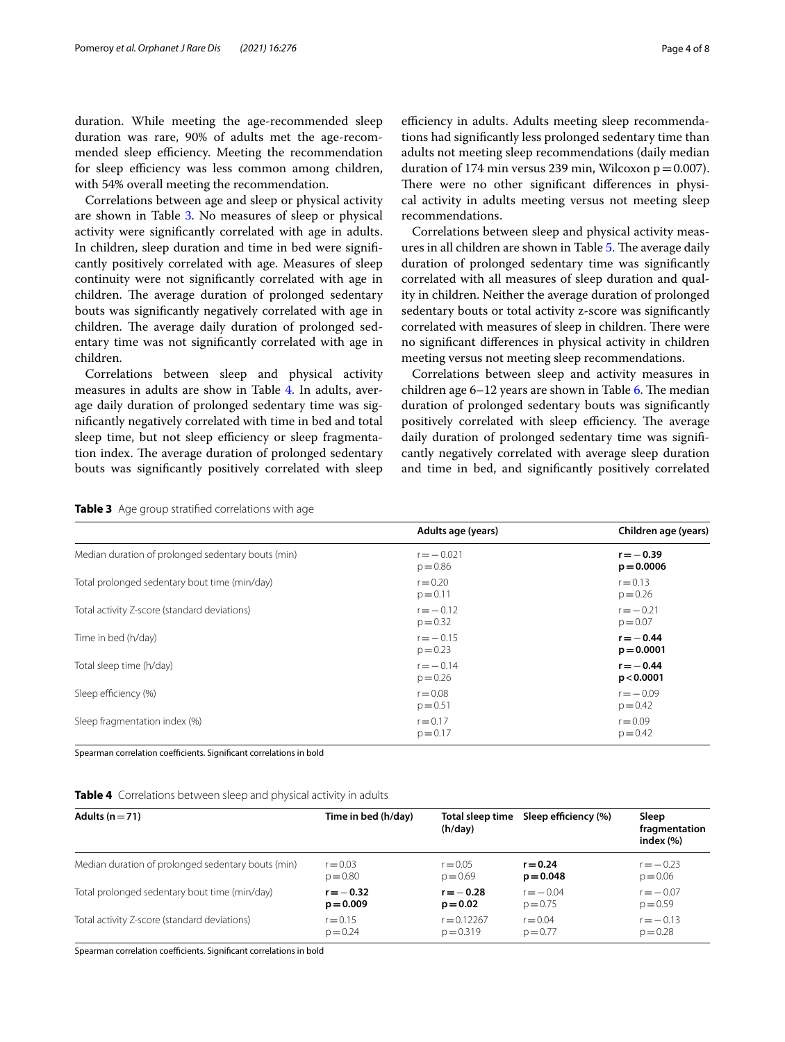duration. While meeting the age-recommended sleep duration was rare, 90% of adults met the age-recommended sleep efficiency. Meeting the recommendation for sleep efficiency was less common among children, with 54% overall meeting the recommendation.

Correlations between age and sleep or physical activity are shown in Table 3. No measures of sleep or physical activity were significantly correlated with age in adults. In children, sleep duration and time in bed were significantly positively correlated with age. Measures of sleep continuity were not significantly correlated with age in children. The average duration of prolonged sedentary bouts was significantly negatively correlated with age in children. The average daily duration of prolonged sedentary time was not significantly correlated with age in children.

Correlations between sleep and physical activity measures in adults are show in Table 4. In adults, average daily duration of prolonged sedentary time was significantly negatively correlated with time in bed and total sleep time, but not sleep efficiency or sleep fragmentation index. The average duration of prolonged sedentary bouts was significantly positively correlated with sleep efficiency in adults. Adults meeting sleep recommendations had significantly less prolonged sedentary time than adults not meeting sleep recommendations (daily median duration of 174 min versus 239 min, Wilcoxon $p = 0.007$). There were no other significant differences in physical activity in adults meeting versus not meeting sleep recommendations.

Correlations between sleep and physical activity measures in all children are shown in Table 5. The average daily duration of prolonged sedentary time was significantly correlated with all measures of sleep duration and quality in children. Neither the average duration of prolonged sedentary bouts or total activity z-score was significantly correlated with measures of sleep in children. There were no significant differences in physical activity in children meeting versus not meeting sleep recommendations.

Correlations between sleep and activity measures in children age 6–12 years are shown in Table 6. The median duration of prolonged sedentary bouts was significantly positively correlated with sleep efficiency. The average daily duration of prolonged sedentary time was significantly negatively correlated with average sleep duration and time in bed, and significantly positively correlated

**Table 3** Age group stratified correlations with age

| | Adults age (years) | Children age (years) |
|---|---|---|
| Median duration of prolonged sedentary bouts (min) | $r = -0.021$ $p = 0.86$ | **$r = -0.39$ $p = 0.0006$** |
| Total prolonged sedentary bout time (min/day) | $r = 0.20$ $p = 0.11$ | $r = 0.13$ $p = 0.26$ |
| Total activity Z-score (standard deviations) | $r = -0.12$ $p = 0.32$ | $r = -0.21$ $p = 0.07$ |
| Time in bed (h/day) | $r = -0.15$ $p = 0.23$ | **$r = -0.44$ $p = 0.0001$** |
| Total sleep time (h/day) | $r = -0.14$ $p = 0.26$ | **$r = -0.44$ $p < 0.0001$** |
| Sleep efficiency (%) | $r = 0.08$ $p = 0.51$ | $r = -0.09$ $p = 0.42$ |
| Sleep fragmentation index (%) | $r = 0.17$ $p = 0.17$ | $r = 0.09$ $p = 0.42$ |

Spearman correlation coefficients. Significant correlations in bold

**Table 4** Correlations between sleep and physical activity in adults

| Adults ($n = 71$) | Time in bed (h/day) | Total sleep time (h/day) | Sleep efficiency (%) | Sleep fragmentation index (%) |
|---|---|---|---|---|
| Median duration of prolonged sedentary bouts (min) | $r = 0.03$ $p = 0.80$ | $r = 0.05$ $p = 0.69$ | **$r = 0.24$ $p = 0.048$** | $r = -0.23$ $p = 0.06$ |
| Total prolonged sedentary bout time (min/day) | **$r = -0.32$ $p = 0.009$** | **$r = -0.28$ $p = 0.02$** | $r = -0.04$ $p = 0.75$ | $r = -0.07$ $p = 0.59$ |
| Total activity Z-score (standard deviations) | $r = 0.15$ $p = 0.24$ | $r = 0.12267$ $p = 0.319$ | $r = 0.04$ $p = 0.77$ | $r = -0.13$ $p = 0.28$ |

Spearman correlation coefficients. Significant correlations in bold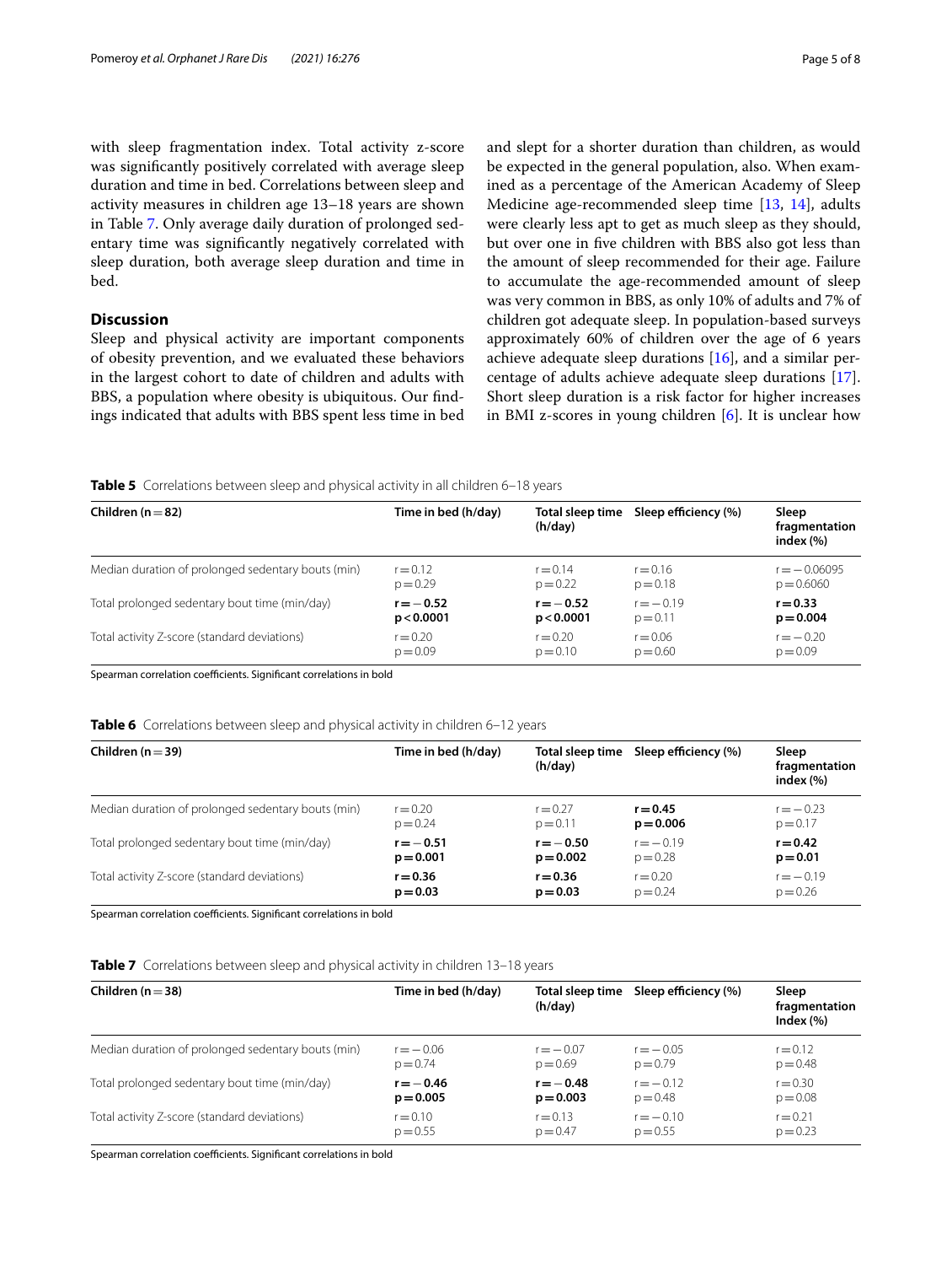with sleep fragmentation index. Total activity z-score was significantly positively correlated with average sleep duration and time in bed. Correlations between sleep and activity measures in children age 13–18 years are shown in Table 7. Only average daily duration of prolonged sedentary time was significantly negatively correlated with sleep duration, both average sleep duration and time in bed.

## Discussion

Sleep and physical activity are important components of obesity prevention, and we evaluated these behaviors in the largest cohort to date of children and adults with BBS, a population where obesity is ubiquitous. Our findings indicated that adults with BBS spent less time in bed and slept for a shorter duration than children, as would be expected in the general population, also. When examined as a percentage of the American Academy of Sleep Medicine age-recommended sleep time [13, 14], adults were clearly less apt to get as much sleep as they should, but over one in five children with BBS also got less than the amount of sleep recommended for their age. Failure to accumulate the age-recommended amount of sleep was very common in BBS, as only 10% of adults and 7% of children got adequate sleep. In population-based surveys approximately 60% of children over the age of 6 years achieve adequate sleep durations [16], and a similar percentage of adults achieve adequate sleep durations [17]. Short sleep duration is a risk factor for higher increases in BMI z-scores in young children [6]. It is unclear how

**Table 5** Correlations between sleep and physical activity in all children 6–18 years

| Children (n = 82) | Time in bed (h/day) | Total sleep time (h/day) | Sleep efficiency (%) | Sleep fragmentation index (%) |
|---|---|---|---|---|
| Median duration of prolonged sedentary bouts (min) | r = 0.12<br>p = 0.29 | r = 0.14<br>p = 0.22 | r = 0.16<br>p = 0.18 | r = −0.06095<br>p = 0.6060 |
| Total prolonged sedentary bout time (min/day) | **r = −0.52**<br>**p < 0.0001** | **r = −0.52**<br>**p < 0.0001** | r = −0.19<br>p = 0.11 | **r = 0.33**<br>**p = 0.004** |
| Total activity Z-score (standard deviations) | r = 0.20<br>p = 0.09 | r = 0.20<br>p = 0.10 | r = 0.06<br>p = 0.60 | r = −0.20<br>p = 0.09 |

Spearman correlation coefficients. Significant correlations in bold

**Table 6** Correlations between sleep and physical activity in children 6–12 years

| Children (n = 39) | Time in bed (h/day) | Total sleep time (h/day) | Sleep efficiency (%) | Sleep fragmentation index (%) |
|---|---|---|---|---|
| Median duration of prolonged sedentary bouts (min) | r = 0.20<br>p = 0.24 | r = 0.27<br>p = 0.11 | **r = 0.45**<br>**p = 0.006** | r = −0.23<br>p = 0.17 |
| Total prolonged sedentary bout time (min/day) | **r = −0.51**<br>**p = 0.001** | **r = −0.50**<br>**p = 0.002** | r = −0.19<br>p = 0.28 | **r = 0.42**<br>**p = 0.01** |
| Total activity Z-score (standard deviations) | **r = 0.36**<br>**p = 0.03** | **r = 0.36**<br>**p = 0.03** | r = 0.20<br>p = 0.24 | r = −0.19<br>p = 0.26 |

Spearman correlation coefficients. Significant correlations in bold

**Table 7** Correlations between sleep and physical activity in children 13–18 years

| Children (n = 38) | Time in bed (h/day) | Total sleep time (h/day) | Sleep efficiency (%) | Sleep fragmentation Index (%) |
|---|---|---|---|---|
| Median duration of prolonged sedentary bouts (min) | r = −0.06<br>p = 0.74 | r = −0.07<br>p = 0.69 | r = −0.05<br>p = 0.79 | r = 0.12<br>p = 0.48 |
| Total prolonged sedentary bout time (min/day) | **r = −0.46**<br>**p = 0.005** | **r = −0.48**<br>**p = 0.003** | r = −0.12<br>p = 0.48 | r = 0.30<br>p = 0.08 |
| Total activity Z-score (standard deviations) | r = 0.10<br>p = 0.55 | r = 0.13<br>p = 0.47 | r = −0.10<br>p = 0.55 | r = 0.21<br>p = 0.23 |

Spearman correlation coefficients. Significant correlations in bold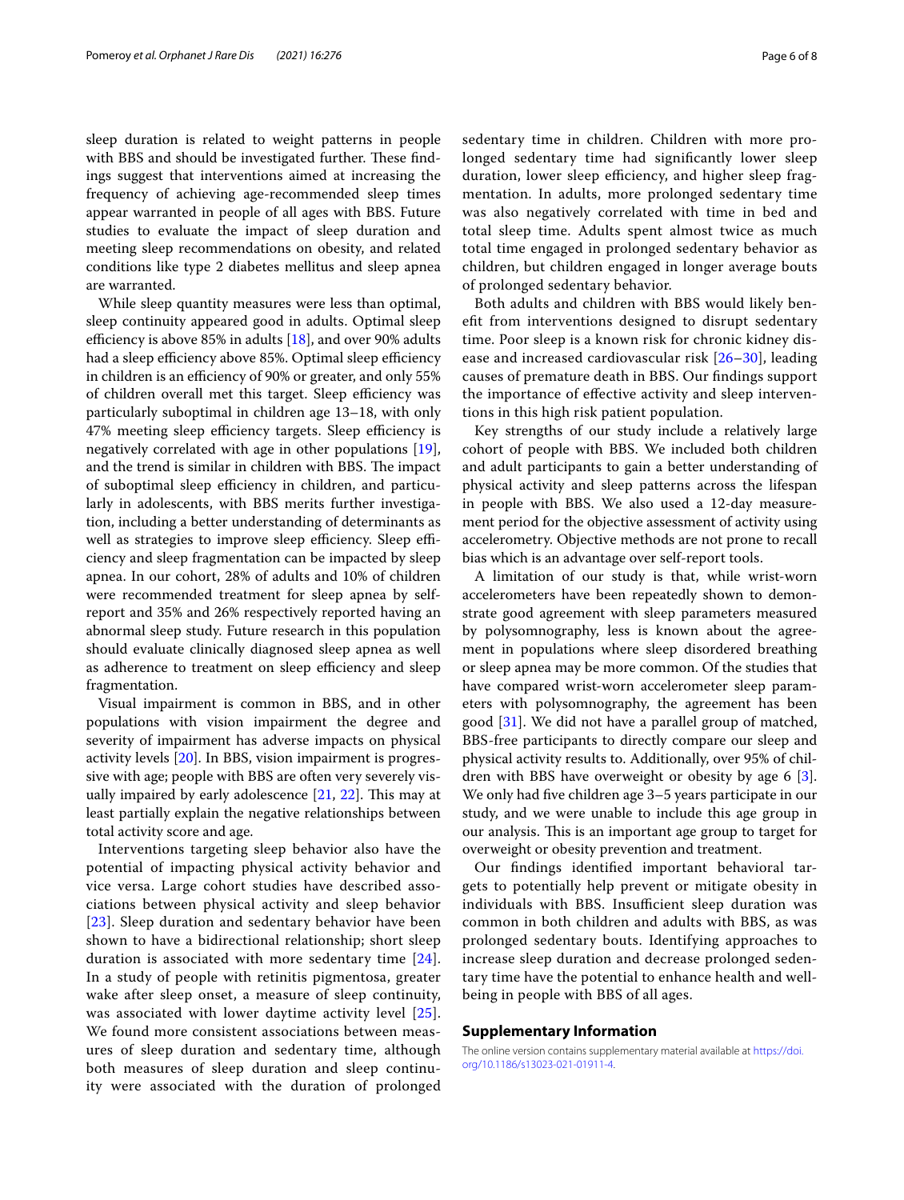sleep duration is related to weight patterns in people with BBS and should be investigated further. These findings suggest that interventions aimed at increasing the frequency of achieving age-recommended sleep times appear warranted in people of all ages with BBS. Future studies to evaluate the impact of sleep duration and meeting sleep recommendations on obesity, and related conditions like type 2 diabetes mellitus and sleep apnea are warranted.

While sleep quantity measures were less than optimal, sleep continuity appeared good in adults. Optimal sleep efficiency is above 85% in adults [18], and over 90% adults had a sleep efficiency above 85%. Optimal sleep efficiency in children is an efficiency of 90% or greater, and only 55% of children overall met this target. Sleep efficiency was particularly suboptimal in children age 13–18, with only 47% meeting sleep efficiency targets. Sleep efficiency is negatively correlated with age in other populations [19], and the trend is similar in children with BBS. The impact of suboptimal sleep efficiency in children, and particularly in adolescents, with BBS merits further investigation, including a better understanding of determinants as well as strategies to improve sleep efficiency. Sleep efficiency and sleep fragmentation can be impacted by sleep apnea. In our cohort, 28% of adults and 10% of children were recommended treatment for sleep apnea by self-report and 35% and 26% respectively reported having an abnormal sleep study. Future research in this population should evaluate clinically diagnosed sleep apnea as well as adherence to treatment on sleep efficiency and sleep fragmentation.

Visual impairment is common in BBS, and in other populations with vision impairment the degree and severity of impairment has adverse impacts on physical activity levels [20]. In BBS, vision impairment is progressive with age; people with BBS are often very severely visually impaired by early adolescence [21, 22]. This may at least partially explain the negative relationships between total activity score and age.

Interventions targeting sleep behavior also have the potential of impacting physical activity behavior and vice versa. Large cohort studies have described associations between physical activity and sleep behavior [23]. Sleep duration and sedentary behavior have been shown to have a bidirectional relationship; short sleep duration is associated with more sedentary time [24]. In a study of people with retinitis pigmentosa, greater wake after sleep onset, a measure of sleep continuity, was associated with lower daytime activity level [25]. We found more consistent associations between measures of sleep duration and sedentary time, although both measures of sleep duration and sleep continuity were associated with the duration of prolonged sedentary time in children. Children with more prolonged sedentary time had significantly lower sleep duration, lower sleep efficiency, and higher sleep fragmentation. In adults, more prolonged sedentary time was also negatively correlated with time in bed and total sleep time. Adults spent almost twice as much total time engaged in prolonged sedentary behavior as children, but children engaged in longer average bouts of prolonged sedentary behavior.

Both adults and children with BBS would likely benefit from interventions designed to disrupt sedentary time. Poor sleep is a known risk for chronic kidney disease and increased cardiovascular risk [26–30], leading causes of premature death in BBS. Our findings support the importance of effective activity and sleep interventions in this high risk patient population.

Key strengths of our study include a relatively large cohort of people with BBS. We included both children and adult participants to gain a better understanding of physical activity and sleep patterns across the lifespan in people with BBS. We also used a 12-day measurement period for the objective assessment of activity using accelerometry. Objective methods are not prone to recall bias which is an advantage over self-report tools.

A limitation of our study is that, while wrist-worn accelerometers have been repeatedly shown to demonstrate good agreement with sleep parameters measured by polysomnography, less is known about the agreement in populations where sleep disordered breathing or sleep apnea may be more common. Of the studies that have compared wrist-worn accelerometer sleep parameters with polysomnography, the agreement has been good [31]. We did not have a parallel group of matched, BBS-free participants to directly compare our sleep and physical activity results to. Additionally, over 95% of children with BBS have overweight or obesity by age 6 [3]. We only had five children age 3–5 years participate in our study, and we were unable to include this age group in our analysis. This is an important age group to target for overweight or obesity prevention and treatment.

Our findings identified important behavioral targets to potentially help prevent or mitigate obesity in individuals with BBS. Insufficient sleep duration was common in both children and adults with BBS, as was prolonged sedentary bouts. Identifying approaches to increase sleep duration and decrease prolonged sedentary time have the potential to enhance health and wellbeing in people with BBS of all ages.

## Supplementary Information

The online version contains supplementary material available at https://doi.org/10.1186/s13023-021-01911-4.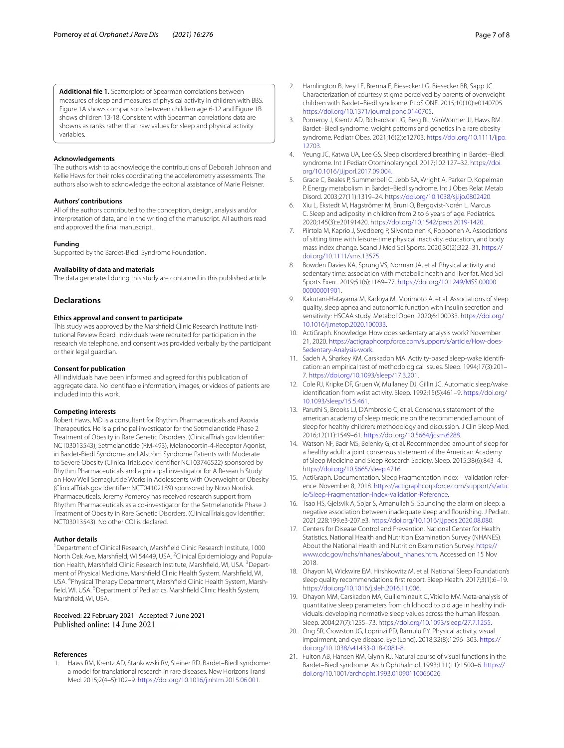**Additional file 1.** Scatterplots of Spearman correlations between measures of sleep and measures of physical activity in children with BBS. Figure 1A shows comparisons between children age 6-12 and Figure 1B shows children 13-18. Consistent with Spearman correlations data are showns as ranks rather than raw values for sleep and physical activity variables.

### Acknowledgements

The authors wish to acknowledge the contributions of Deborah Johnson and Kellie Haws for their roles coordinating the accelerometry assessments. The authors also wish to acknowledge the editorial assistance of Marie Fleisner.

### Authors' contributions

All of the authors contributed to the conception, design, analysis and/or interpretation of data, and in the writing of the manuscript. All authors read and approved the final manuscript.

### Funding

Supported by the Bardet-Biedl Syndrome Foundation.

### Availability of data and materials

The data generated during this study are contained in this published article.

## Declarations

### Ethics approval and consent to participate

This study was approved by the Marshfield Clinic Research Institute Institutional Review Board. Individuals were recruited for participation in the research via telephone, and consent was provided verbally by the participant or their legal guardian.

### Consent for publication

All individuals have been informed and agreed for this publication of aggregate data. No identifiable information, images, or videos of patients are included into this work.

### Competing interests

Robert Haws, MD is a consultant for Rhythm Pharmaceuticals and Axovia Therapeutics. He is a principal investigator for the Setmelanotide Phase 2 Treatment of Obesity in Rare Genetic Disorders. (ClinicalTrials.gov Identifier: NCT03013543); Setmelanotide (RM-493), Melanocortin-4-Receptor Agonist, in Bardet-Biedl Syndrome and Alström Syndrome Patients with Moderate to Severe Obesity (ClinicalTrials.gov Identifier NCT03746522) sponsored by Rhythm Pharmaceuticals and a principal investigator for A Research Study on How Well Semaglutide Works in Adolescents with Overweight or Obesity (ClinicalTrials.gov Identifier: NCT04102189) sponsored by Novo Nordisk Pharmaceuticals. Jeremy Pomeroy has received research support from Rhythm Pharmaceuticals as a co-investigator for the Setmelanotide Phase 2 Treatment of Obesity in Rare Genetic Disorders. (ClinicalTrials.gov Identifier: NCT03013543). No other COI is declared.

### Author details

[1]Department of Clinical Research, Marshfield Clinic Research Institute, 1000 North Oak Ave, Marshfield, WI 54449, USA. [2]Clinical Epidemiology and Population Health, Marshfield Clinic Research Institute, Marshfield, WI, USA. [3]Department of Physical Medicine, Marshfield Clinic Health System, Marshfield, WI, USA. [4]Physical Therapy Department, Marshfield Clinic Health System, Marshfield, WI, USA. [5]Department of Pediatrics, Marshfield Clinic Health System, Marshfield, WI, USA.

Received: 22 February 2021 Accepted: 7 June 2021
Published online: 14 June 2021

### References

1. Haws RM, Krentz AD, Stankowski RV, Steiner RD. Bardet–Biedl syndrome: a model for translational research in rare diseases. New Horizons Transl Med. 2015;2(4–5):102–9. https://doi.org/10.1016/j.nhtm.2015.06.001.
2. Hamlington B, Ivey LE, Brenna E, Biesecker LG, Biesecker BB, Sapp JC. Characterization of courtesy stigma perceived by parents of overweight children with Bardet–Biedl syndrome. PLoS ONE. 2015;10(10):e0140705. https://doi.org/10.1371/journal.pone.0140705.
3. Pomeroy J, Krentz AD, Richardson JG, Berg RL, VanWormer JJ, Haws RM. Bardet–Biedl syndrome: weight patterns and genetics in a rare obesity syndrome. Pediatr Obes. 2021;16(2):e12703. https://doi.org/10.1111/ijpo.12703.
4. Yeung JC, Katwa UA, Lee GS. Sleep disordered breathing in Bardet–Biedl syndrome. Int J Pediatr Otorhinolaryngol. 2017;102:127–32. https://doi.org/10.1016/j.ijporl.2017.09.004.
5. Grace C, Beales P, Summerbell C, Jebb SA, Wright A, Parker D, Kopelman P. Energy metabolism in Bardet–Biedl syndrome. Int J Obes Relat Metab Disord. 2003;27(11):1319–24. https://doi.org/10.1038/sj.ijo.0802420.
6. Xiu L, Ekstedt M, Hagströmer M, Bruni O, Bergqvist-Norén L, Marcus C. Sleep and adiposity in children from 2 to 6 years of age. Pediatrics. 2020;145(3):e20191420. https://doi.org/10.1542/peds.2019-1420.
7. Piirtola M, Kaprio J, Svedberg P, Silventoinen K, Ropponen A. Associations of sitting time with leisure-time physical inactivity, education, and body mass index change. Scand J Med Sci Sports. 2020;30(2):322–31. https://doi.org/10.1111/sms.13575.
8. Bowden Davies KA, Sprung VS, Norman JA, et al. Physical activity and sedentary time: association with metabolic health and liver fat. Med Sci Sports Exerc. 2019;51(6):1169–77. https://doi.org/10.1249/MSS.0000000000001901.
9. Kakutani-Hatayama M, Kadoya M, Morimoto A, et al. Associations of sleep quality, sleep apnea and autonomic function with insulin secretion and sensitivity: HSCAA study. Metabol Open. 2020;6:100033. https://doi.org/10.1016/j.metop.2020.100033.
10. ActiGraph. Knowledge. How does sedentary analysis work? November 21, 2020. https://actigraphcorp.force.com/support/s/article/How-does-Sedentary-Analysis-work.
11. Sadeh A, Sharkey KM, Carskadon MA. Activity-based sleep-wake identification: an empirical test of methodological issues. Sleep. 1994;17(3):201–7. https://doi.org/10.1093/sleep/17.3.201.
12. Cole RJ, Kripke DF, Gruen W, Mullaney DJ, Gillin JC. Automatic sleep/wake identification from wrist activity. Sleep. 1992;15(5):461–9. https://doi.org/10.1093/sleep/15.5.461.
13. Paruthi S, Brooks LJ, D'Ambrosio C, et al. Consensus statement of the american academy of sleep medicine on the recommended amount of sleep for healthy children: methodology and discussion. J Clin Sleep Med. 2016;12(11):1549–61. https://doi.org/10.5664/jcsm.6288.
14. Watson NF, Badr MS, Belenky G, et al. Recommended amount of sleep for a healthy adult: a joint consensus statement of the American Academy of Sleep Medicine and Sleep Research Society. Sleep. 2015;38(6):843–4. https://doi.org/10.5665/sleep.4716.
15. ActiGraph. Documentation. Sleep Fragmentation Index – Validation reference. November 8, 2018. https://actigraphcorp.force.com/support/s/article/Sleep-Fragmentation-Index-Validation-Reference.
16. Tsao HS, Gjelsvik A, Sojar S, Amanullah S. Sounding the alarm on sleep: a negative association between inadequate sleep and flourishing. J Pediatr. 2021;228:199.e3-207.e3. https://doi.org/10.1016/j.jpeds.2020.08.080.
17. Centers for Disease Control and Prevention. National Center for Health Statistics. National Health and Nutrition Examination Survey (NHANES). About the National Health and Nutrition Examination Survey. https://www.cdc.gov/nchs/nhanes/about_nhanes.htm. Accessed on 15 Nov 2018.
18. Ohayon M, Wickwire EM, Hirshkowitz M, et al. National Sleep Foundation's sleep quality recommendations: first report. Sleep Health. 2017;3(1):6–19. https://doi.org/10.1016/j.sleh.2016.11.006.
19. Ohayon MM, Carskadon MA, Guilleminault C, Vitiello MV. Meta-analysis of quantitative sleep parameters from childhood to old age in healthy individuals: developing normative sleep values across the human lifespan. Sleep. 2004;27(7):1255–73. https://doi.org/10.1093/sleep/27.7.1255.
20. Ong SR, Crowston JG, Loprinzi PD, Ramulu PY. Physical activity, visual impairment, and eye disease. Eye (Lond). 2018;32(8):1296–303. https://doi.org/10.1038/s41433-018-0081-8.
21. Fulton AB, Hansen RM, Glynn RJ. Natural course of visual functions in the Bardet–Biedl syndrome. Arch Ophthalmol. 1993;111(11):1500–6. https://doi.org/10.1001/archopht.1993.01090110066026.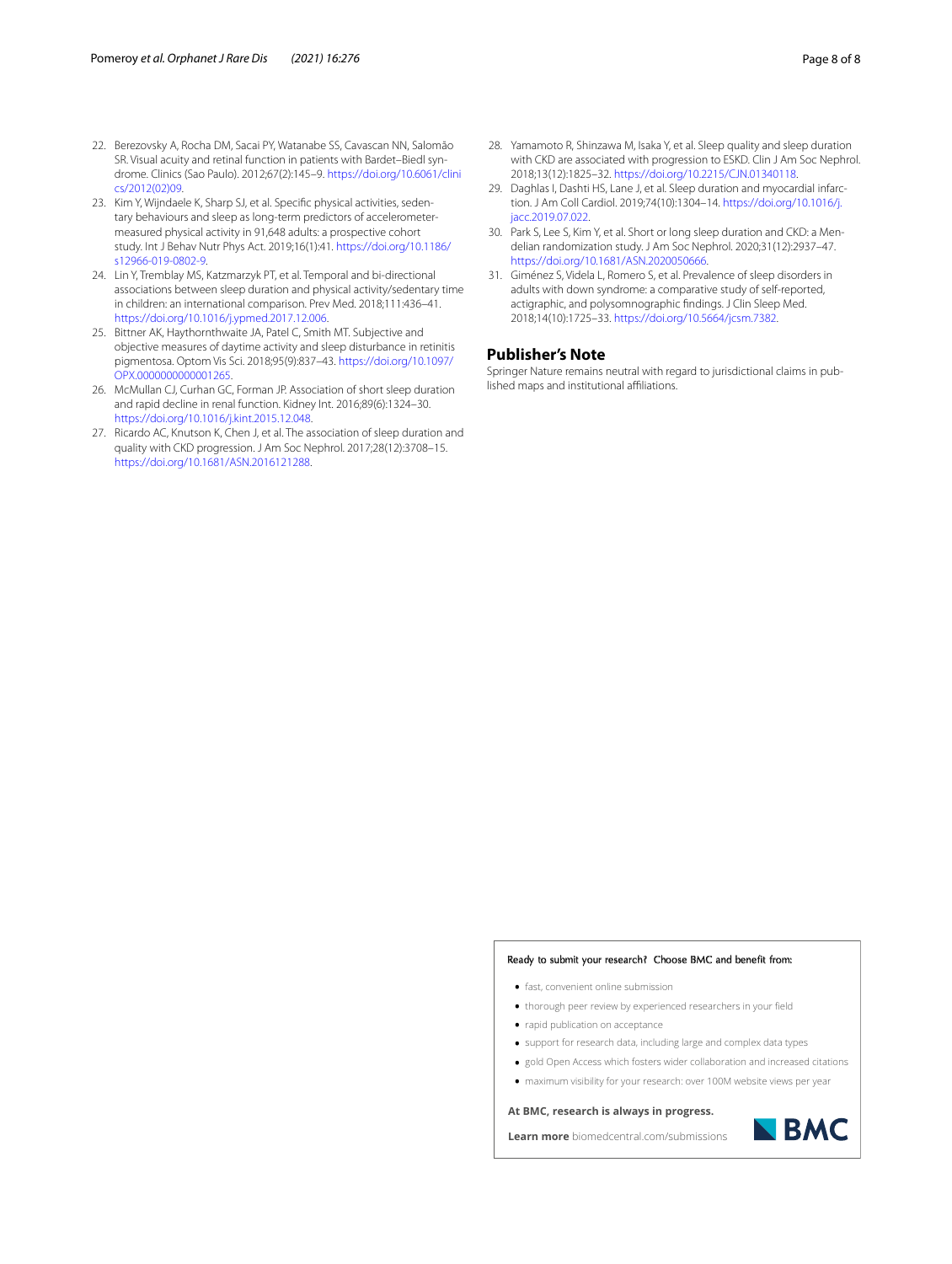22. Berezovsky A, Rocha DM, Sacai PY, Watanabe SS, Cavascan NN, Salomão SR. Visual acuity and retinal function in patients with Bardet–Biedl syndrome. Clinics (Sao Paulo). 2012;67(2):145–9. https://doi.org/10.6061/clinics/2012(02)09.
23. Kim Y, Wijndaele K, Sharp SJ, et al. Specific physical activities, sedentary behaviours and sleep as long-term predictors of accelerometer-measured physical activity in 91,648 adults: a prospective cohort study. Int J Behav Nutr Phys Act. 2019;16(1):41. https://doi.org/10.1186/s12966-019-0802-9.
24. Lin Y, Tremblay MS, Katzmarzyk PT, et al. Temporal and bi-directional associations between sleep duration and physical activity/sedentary time in children: an international comparison. Prev Med. 2018;111:436–41. https://doi.org/10.1016/j.ypmed.2017.12.006.
25. Bittner AK, Haythornthwaite JA, Patel C, Smith MT. Subjective and objective measures of daytime activity and sleep disturbance in retinitis pigmentosa. Optom Vis Sci. 2018;95(9):837–43. https://doi.org/10.1097/OPX.0000000000001265.
26. McMullan CJ, Curhan GC, Forman JP. Association of short sleep duration and rapid decline in renal function. Kidney Int. 2016;89(6):1324–30. https://doi.org/10.1016/j.kint.2015.12.048.
27. Ricardo AC, Knutson K, Chen J, et al. The association of sleep duration and quality with CKD progression. J Am Soc Nephrol. 2017;28(12):3708–15. https://doi.org/10.1681/ASN.2016121288.
28. Yamamoto R, Shinzawa M, Isaka Y, et al. Sleep quality and sleep duration with CKD are associated with progression to ESKD. Clin J Am Soc Nephrol. 2018;13(12):1825–32. https://doi.org/10.2215/CJN.01340118.
29. Daghlas I, Dashti HS, Lane J, et al. Sleep duration and myocardial infarction. J Am Coll Cardiol. 2019;74(10):1304–14. https://doi.org/10.1016/j.jacc.2019.07.022.
30. Park S, Lee S, Kim Y, et al. Short or long sleep duration and CKD: a Mendelian randomization study. J Am Soc Nephrol. 2020;31(12):2937–47. https://doi.org/10.1681/ASN.2020050666.
31. Giménez S, Videla L, Romero S, et al. Prevalence of sleep disorders in adults with down syndrome: a comparative study of self-reported, actigraphic, and polysomnographic findings. J Clin Sleep Med. 2018;14(10):1725–33. https://doi.org/10.5664/jcsm.7382.

## Publisher's Note

Springer Nature remains neutral with regard to jurisdictional claims in published maps and institutional affiliations.

Ready to submit your research? Choose BMC and benefit from:

- fast, convenient online submission
- thorough peer review by experienced researchers in your field
- rapid publication on acceptance
- support for research data, including large and complex data types
- gold Open Access which fosters wider collaboration and increased citations
- maximum visibility for your research: over 100M website views per year

**At BMC, research is always in progress.**

**Learn more** biomedcentral.com/submissions

BMC